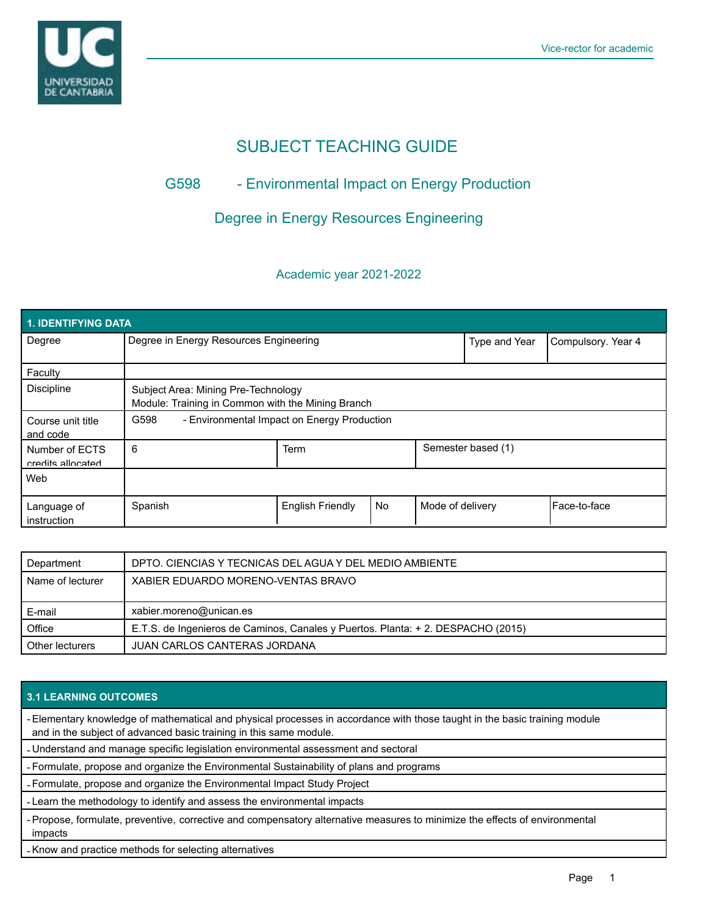# SUBJECT TEACHING GUIDE

## G598 - Environmental Impact on Energy Production

## Degree in Energy Resources Engineering

### Academic year 2021-2022

| 1. IDENTIFYING DATA | | | | |
|---|---|---|---|---|
| Degree | Degree in Energy Resources Engineering | | Type and Year | Compulsory. Year 4 |
| Faculty | | | | |
| Discipline | Subject Area: Mining Pre-Technology<br>Module: Training in Common with the Mining Branch | | | |
| Course unit title and code | G598 - Environmental Impact on Energy Production | | | |
| Number of ECTS credits allocated | 6 | Term | Semester based (1) | |
| Web | | | | |
| Language of instruction | Spanish | English Friendly: No | Mode of delivery | Face-to-face |

| | |
|---|---|
| Department | DPTO. CIENCIAS Y TECNICAS DEL AGUA Y DEL MEDIO AMBIENTE |
| Name of lecturer | XABIER EDUARDO MORENO-VENTAS BRAVO |
| E-mail | xabier.moreno@unican.es |
| Office | E.T.S. de Ingenieros de Caminos, Canales y Puertos. Planta: + 2. DESPACHO (2015) |
| Other lecturers | JUAN CARLOS CANTERAS JORDANA |

### 3.1 LEARNING OUTCOMES

- Elementary knowledge of mathematical and physical processes in accordance with those taught in the basic training module and in the subject of advanced basic training in this same module.
- Understand and manage specific legislation environmental assessment and sectoral
- Formulate, propose and organize the Environmental Sustainability of plans and programs
- Formulate, propose and organize the Environmental Impact Study Project
- Learn the methodology to identify and assess the environmental impacts
- Propose, formulate, preventive, corrective and compensatory alternative measures to minimize the effects of environmental impacts
- Know and practice methods for selecting alternatives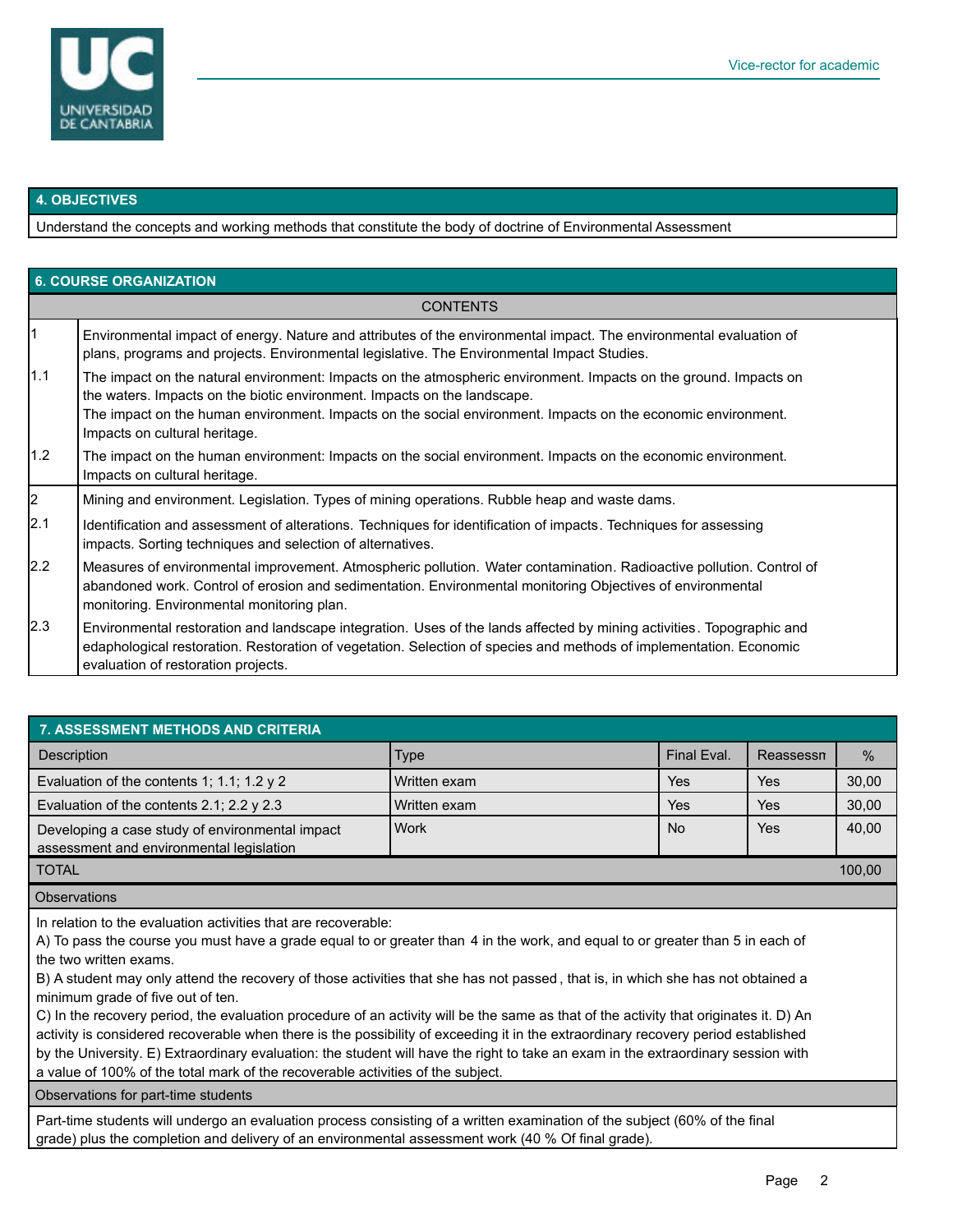## 4. OBJECTIVES

Understand the concepts and working methods that constitute the body of doctrine of Environmental Assessment

## 6. COURSE ORGANIZATION

| | CONTENTS |
|---|---|
| 1 | Environmental impact of energy. Nature and attributes of the environmental impact. The environmental evaluation of plans, programs and projects. Environmental legislative. The Environmental Impact Studies. |
| 1.1 | The impact on the natural environment: Impacts on the atmospheric environment. Impacts on the ground. Impacts on the waters. Impacts on the biotic environment. Impacts on the landscape.<br>The impact on the human environment. Impacts on the social environment. Impacts on the economic environment. Impacts on cultural heritage. |
| 1.2 | The impact on the human environment: Impacts on the social environment. Impacts on the economic environment. Impacts on cultural heritage. |
| 2 | Mining and environment. Legislation. Types of mining operations. Rubble heap and waste dams. |
| 2.1 | Identification and assessment of alterations. Techniques for identification of impacts. Techniques for assessing impacts. Sorting techniques and selection of alternatives. |
| 2.2 | Measures of environmental improvement. Atmospheric pollution. Water contamination. Radioactive pollution. Control of abandoned work. Control of erosion and sedimentation. Environmental monitoring Objectives of environmental monitoring. Environmental monitoring plan. |
| 2.3 | Environmental restoration and landscape integration. Uses of the lands affected by mining activities. Topographic and edaphological restoration. Restoration of vegetation. Selection of species and methods of implementation. Economic evaluation of restoration projects. |

## 7. ASSESSMENT METHODS AND CRITERIA

| Description | Type | Final Eval. | Reassessn | % |
|---|---|---|---|---|
| Evaluation of the contents 1; 1.1; 1.2 y 2 | Written exam | Yes | Yes | 30,00 |
| Evaluation of the contents 2.1; 2.2 y 2.3 | Written exam | Yes | Yes | 30,00 |
| Developing a case study of environmental impact assessment and environmental legislation | Work | No | Yes | 40,00 |
| TOTAL | | | | 100,00 |

**Observations**

In relation to the evaluation activities that are recoverable:
A) To pass the course you must have a grade equal to or greater than 4 in the work, and equal to or greater than 5 in each of the two written exams.
B) A student may only attend the recovery of those activities that she has not passed, that is, in which she has not obtained a minimum grade of five out of ten.
C) In the recovery period, the evaluation procedure of an activity will be the same as that of the activity that originates it. D) An activity is considered recoverable when there is the possibility of exceeding it in the extraordinary recovery period established by the University. E) Extraordinary evaluation: the student will have the right to take an exam in the extraordinary session with a value of 100% of the total mark of the recoverable activities of the subject.

**Observations for part-time students**

Part-time students will undergo an evaluation process consisting of a written examination of the subject (60% of the final grade) plus the completion and delivery of an environmental assessment work (40 % Of final grade).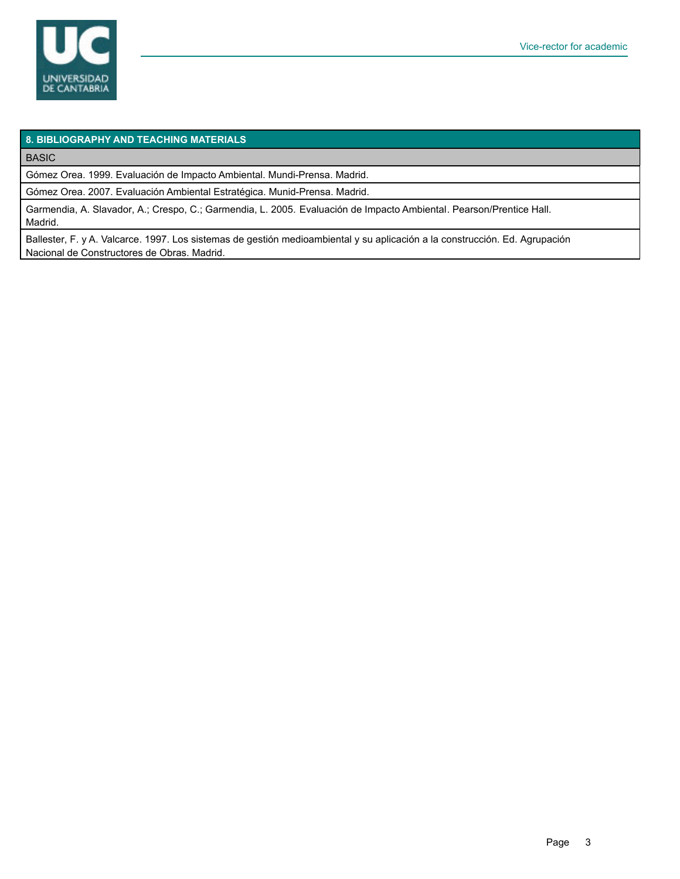## 8. BIBLIOGRAPHY AND TEACHING MATERIALS

| BASIC |
|---|
| Gómez Orea. 1999. Evaluación de Impacto Ambiental. Mundi-Prensa. Madrid. |
| Gómez Orea. 2007. Evaluación Ambiental Estratégica. Munid-Prensa. Madrid. |
| Garmendia, A. Slavador, A.; Crespo, C.; Garmendia, L. 2005. Evaluación de Impacto Ambiental. Pearson/Prentice Hall. Madrid. |
| Ballester, F. y A. Valcarce. 1997. Los sistemas de gestión medioambiental y su aplicación a la construcción. Ed. Agrupación Nacional de Constructores de Obras. Madrid. |